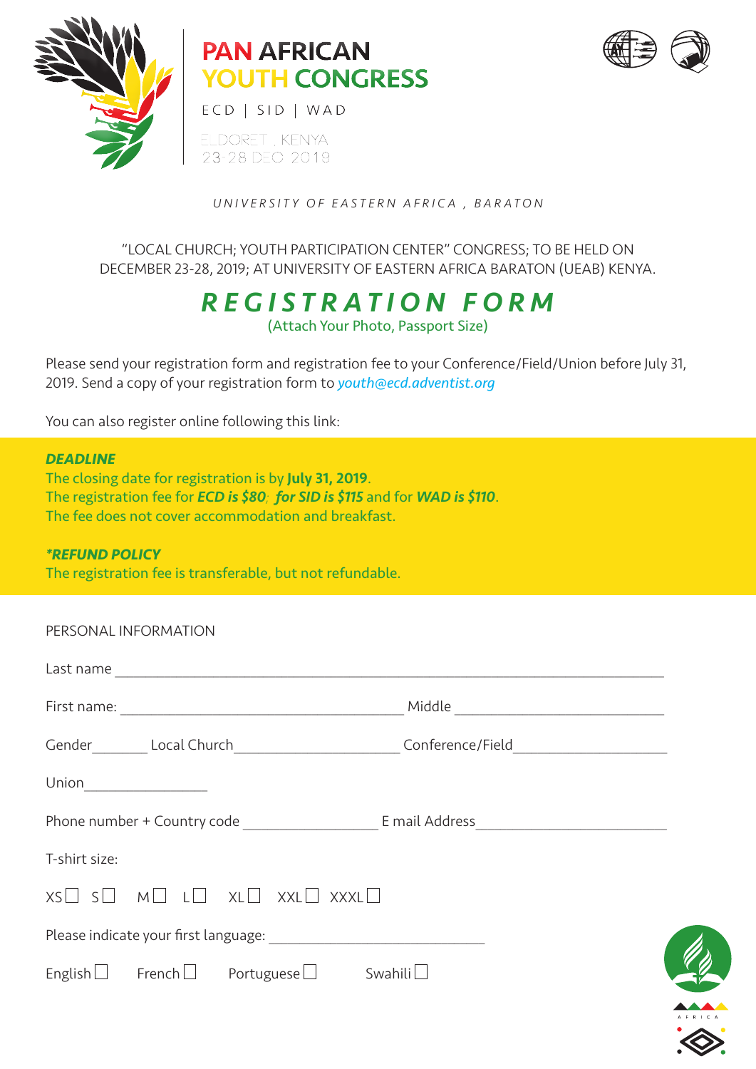# PAN AFRICAN YOUTH CONGRESS

ECD | SID | WAD

ELDORET , KENYA
23-28 DEC 2019

*UNIVERSITY OF EASTERN AFRICA , BARATON*

"LOCAL CHURCH; YOUTH PARTICIPATION CENTER" CONGRESS; TO BE HELD ON DECEMBER 23-28, 2019; AT UNIVERSITY OF EASTERN AFRICA BARATON (UEAB) KENYA.

## *REGISTRATION FORM*

(Attach Your Photo, Passport Size)

Please send your registration form and registration fee to your Conference/Field/Union before July 31, 2019. Send a copy of your registration form to *youth@ecd.adventist.org*

You can also register online following this link:

***DEADLINE***

The closing date for registration is by **July 31, 2019**.
The registration fee for ***ECD is $80***; ***for SID is $115*** and for ***WAD is $110***.
The fee does not cover accommodation and breakfast.

***\*REFUND POLICY***

The registration fee is transferable, but not refundable.

PERSONAL INFORMATION

Last name ______________________________________________

First name: ______________________ Middle ______________________

Gender_______ Local Church____________________ Conference/Field__________________

Union________________

Phone number + Country code ________________ E mail Address ______________________

T-shirt size:

XS☐ S☐ M☐ L☐ XL☐ XXL☐ XXXL☐

Please indicate your first language: ___________________________

English☐ French☐ Portuguese☐ Swahili☐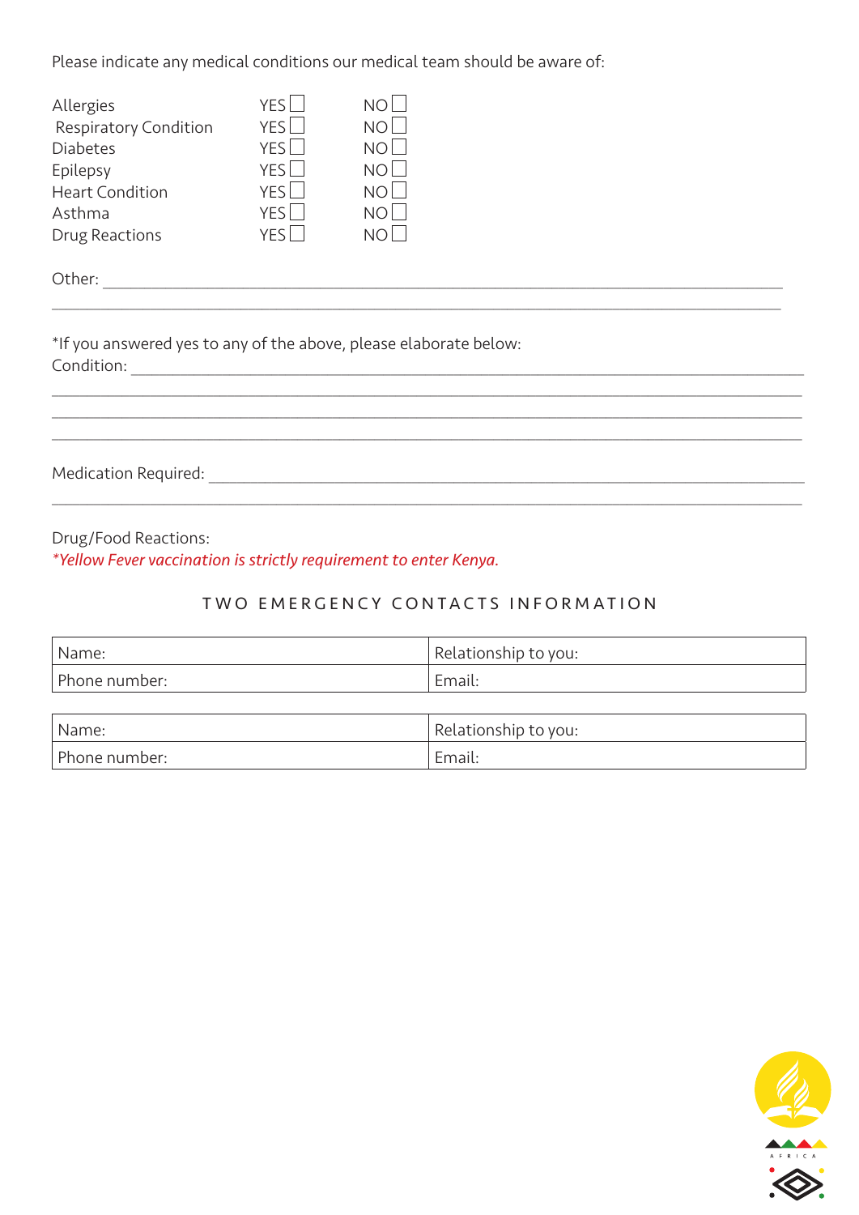Please indicate any medical conditions our medical team should be aware of:

| | | |
|---|---|---|
| Allergies | YES ☐ | NO ☐ |
| Respiratory Condition | YES ☐ | NO ☐ |
| Diabetes | YES ☐ | NO ☐ |
| Epilepsy | YES ☐ | NO ☐ |
| Heart Condition | YES ☐ | NO ☐ |
| Asthma | YES ☐ | NO ☐ |
| Drug Reactions | YES ☐ | NO ☐ |

Other: ______________________________________________________________________

______________________________________________________________________________

*If you answered yes to any of the above, please elaborate below:

Condition: ___________________________________________________________________

______________________________________________________________________________

______________________________________________________________________________

______________________________________________________________________________

Medication Required: __________________________________________________________

______________________________________________________________________________

Drug/Food Reactions:

*\*Yellow Fever vaccination is strictly requirement to enter Kenya.*

## TWO EMERGENCY CONTACTS INFORMATION

| Name: | Relationship to you: |
|---|---|
| Phone number: | Email: |

| Name: | Relationship to you: |
|---|---|
| Phone number: | Email: |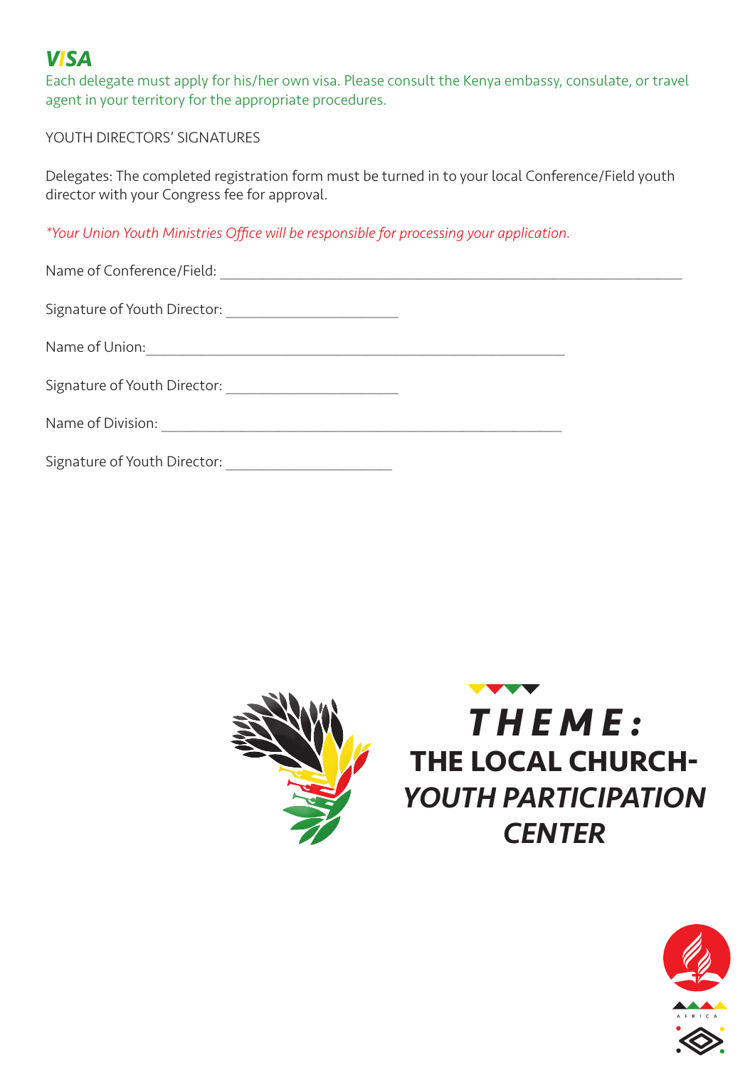## VISA

Each delegate must apply for his/her own visa. Please consult the Kenya embassy, consulate, or travel agent in your territory for the appropriate procedures.

YOUTH DIRECTORS' SIGNATURES

Delegates: The completed registration form must be turned in to your local Conference/Field youth director with your Congress fee for approval.

*\*Your Union Youth Ministries Office will be responsible for processing your application.*

Name of Conference/Field: ____________________________________________

Signature of Youth Director: ____________________

Name of Union: ____________________________________________

Signature of Youth Director: ____________________

Name of Division: ____________________________________________

Signature of Youth Director: ____________________

**THEME:**

**THE LOCAL CHURCH-**

***YOUTH PARTICIPATION CENTER***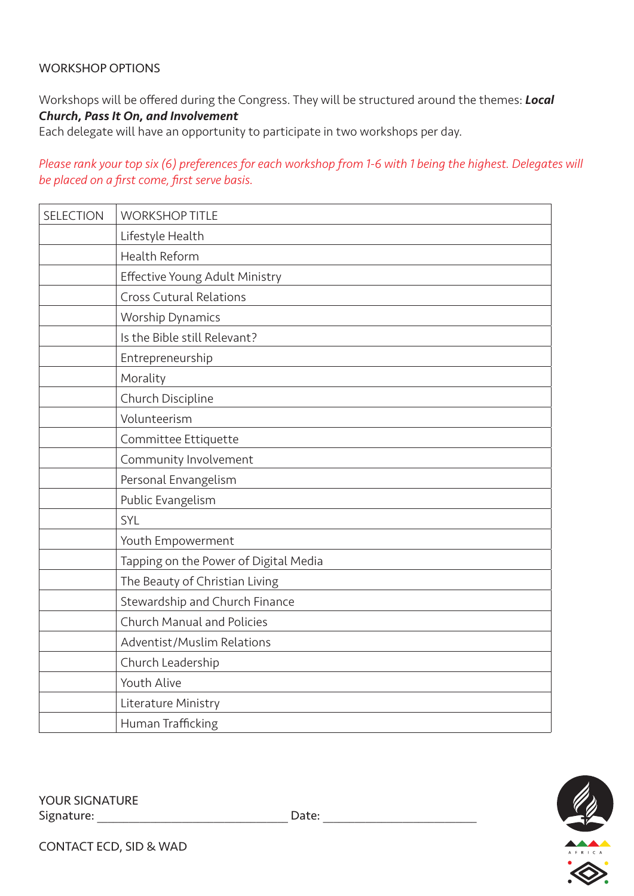## WORKSHOP OPTIONS

Workshops will be offered during the Congress. They will be structured around the themes: ***Local Church, Pass It On, and Involvement***
Each delegate will have an opportunity to participate in two workshops per day.

*Please rank your top six (6) preferences for each workshop from 1-6 with 1 being the highest. Delegates will be placed on a first come, first serve basis.*

| SELECTION | WORKSHOP TITLE |
|---|---|
| | Lifestyle Health |
| | Health Reform |
| | Effective Young Adult Ministry |
| | Cross Cutural Relations |
| | Worship Dynamics |
| | Is the Bible still Relevant? |
| | Entrepreneurship |
| | Morality |
| | Church Discipline |
| | Volunteerism |
| | Committee Ettiquette |
| | Community Involvement |
| | Personal Envangelism |
| | Public Evangelism |
| | SYL |
| | Youth Empowerment |
| | Tapping on the Power of Digital Media |
| | The Beauty of Christian Living |
| | Stewardship and Church Finance |
| | Church Manual and Policies |
| | Adventist/Muslim Relations |
| | Church Leadership |
| | Youth Alive |
| | Literature Ministry |
| | Human Trafficking |

YOUR SIGNATURE
Signature: ______________________________ Date: ________________________

CONTACT ECD, SID & WAD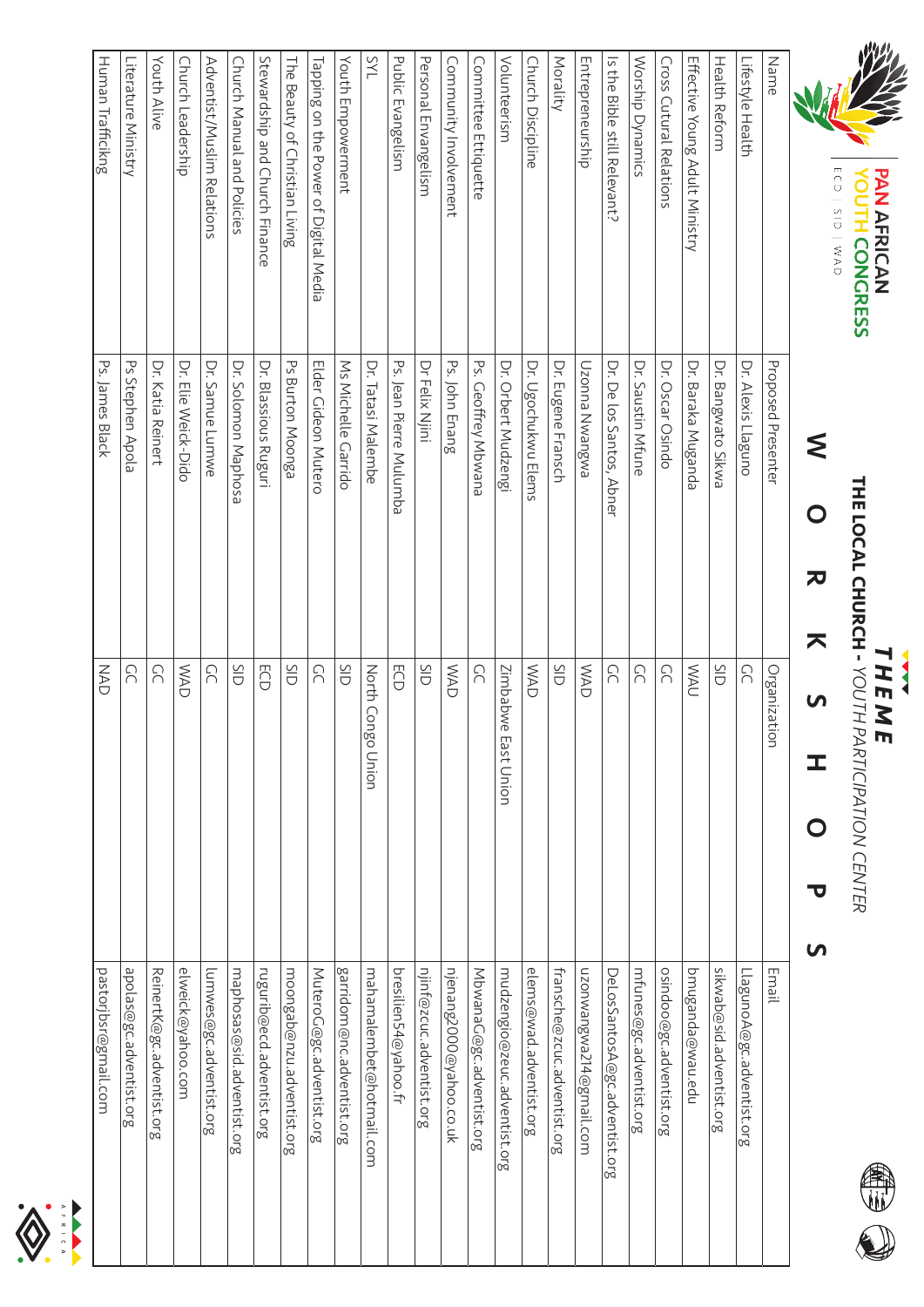# PAN AFRICAN YOUTH CONGRESS

ECD | SID | WAD

## THEME

**THE LOCAL CHURCH** - *YOUTH PARTICIPATION CENTER*

# W O R K S H O P S

| Name | Proposed Presenter | Organization | Email |
|---|---|---|---|
| Lifestyle Health | Dr. Alexis Llaguno | GC | LlagunoA@gc.adventist.org |
| Health Reform | Dr. Bangwato Sikwa | SID | sikwab@sid.adventist.org |
| Effective Young Adult Ministry | Dr. Baraka Muganda | WAU | bmuganda@wau.edu |
| Cross Cutural Relations | Dr. Oscar Osindo | GC | osindoo@gc.adventist.org |
| Worship Dynamics | Dr. Saustin Mfune | GC | mfunes@gc.adventist.org |
| Is the Bible still Relevant? | Dr. De los Santos, Abner | GC | DeLosSantosA@gc.adventist.org |
| Entrepreneurship | Uzonna Nwangwa | WAD | uzonwangwa214@gmail.com |
| Morality | Dr. Eugene Fransch | SID | fransche@zcuc.adventist.org |
| Church Discipline | Dr. Ugochukwu Elems | WAD | elems@wad.adventist.org |
| Volunteerism | Dr. Orbert Mudzengi | Zimbabwe East Union | mudzengio@zeuc.adventist.org |
| Committee Ettiquette | Ps. Geoffrey Mbwana | GC | MbwanaG@gc.adventist.org |
| Community Involvement | Ps. John Enang | WAD | njenang2000@yahoo.co.uk |
| Personal Envangelism | Dr Felix Njini | SID | njinf@zcuc.adventist.org |
| Public Evangelism | Ps. Jean Pierre Mulumba | ECD | bresilien54@yahoo.fr |
| SYL | Dr. Tatasi Malembe | North Congo Union | mahamalembet@hotmail.com |
| Youth Empowerment | Ms Michelle Garrido | SID | garridom@nc.adventist.org |
| Tapping on the Power of Digital Media | Elder Gideon Mutero | GC | MuteroG@gc.adventist.org |
| The Beauty of Christian Living | Ps Burton Moonga | SID | moongab@nzu.adventist.org |
| Stewardship and Church Finance | Dr. Blassious Ruguri | ECD | ruguri@ecd.adventist.org |
| Church Manual and Policies | Dr. Solomon Maphosa | SID | maphosas@sid.adventist.org |
| Adventist/Muslim Relations | Dr. Samuel Lumwe | GC | lumwes@gc.adventist.org |
| Church Leadership | Dr. Elie Weick-Dido | WAD | elweick@yahoo.com |
| Youth Alive | Dr. Katia Reinert | GC | ReinertK@gc.adventist.org |
| Literature Ministry | Ps Stephen Apola | GC | apolas@gc.adventist.org |
| Human Trafficikng | Ps. James Black | NAD | pastorjbsr@gmail.com |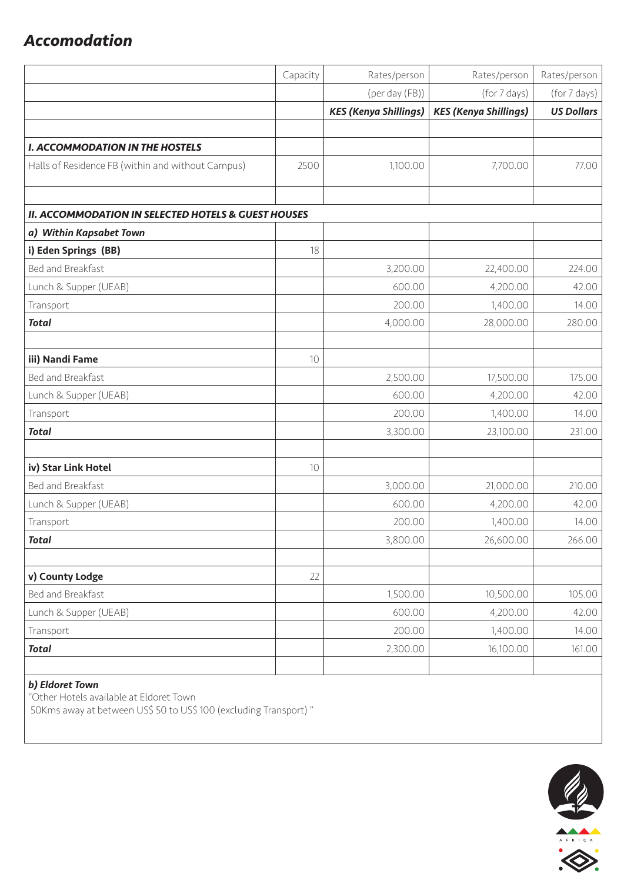## *Accomodation*

| | Capacity | Rates/person | Rates/person | Rates/person |
|---|---|---|---|---|
| | | (per day (FB)) | (for 7 days) | (for 7 days) |
| | | ***KES (Kenya Shillings)*** | ***KES (Kenya Shillings)*** | ***US Dollars*** |
| | | | | |
| ***I. ACCOMMODATION IN THE HOSTELS*** | | | | |
| Halls of Residence FB (within and without Campus) | 2500 | 1,100.00 | 7,700.00 | 77.00 |
| | | | | |
| ***II. ACCOMMODATION IN SELECTED HOTELS & GUEST HOUSES*** | | | | |
| ***a) Within Kapsabet Town*** | | | | |
| **i) Eden Springs (BB)** | 18 | | | |
| Bed and Breakfast | | 3,200.00 | 22,400.00 | 224.00 |
| Lunch & Supper (UEAB) | | 600.00 | 4,200.00 | 42.00 |
| Transport | | 200.00 | 1,400.00 | 14.00 |
| ***Total*** | | 4,000.00 | 28,000.00 | 280.00 |
| | | | | |
| **iii) Nandi Fame** | 10 | | | |
| Bed and Breakfast | | 2,500.00 | 17,500.00 | 175.00 |
| Lunch & Supper (UEAB) | | 600.00 | 4,200.00 | 42.00 |
| Transport | | 200.00 | 1,400.00 | 14.00 |
| ***Total*** | | 3,300.00 | 23,100.00 | 231.00 |
| | | | | |
| **iv) Star Link Hotel** | 10 | | | |
| Bed and Breakfast | | 3,000.00 | 21,000.00 | 210.00 |
| Lunch & Supper (UEAB) | | 600.00 | 4,200.00 | 42.00 |
| Transport | | 200.00 | 1,400.00 | 14.00 |
| ***Total*** | | 3,800.00 | 26,600.00 | 266.00 |
| | | | | |
| **v) County Lodge** | 22 | | | |
| Bed and Breakfast | | 1,500.00 | 10,500.00 | 105.00 |
| Lunch & Supper (UEAB) | | 600.00 | 4,200.00 | 42.00 |
| Transport | | 200.00 | 1,400.00 | 14.00 |
| ***Total*** | | 2,300.00 | 16,100.00 | 161.00 |
| | | | | |
| ***b) Eldoret Town*** "Other Hotels available at Eldoret Town 50Kms away at between US$ 50 to US$ 100 (excluding Transport) " | | | | |